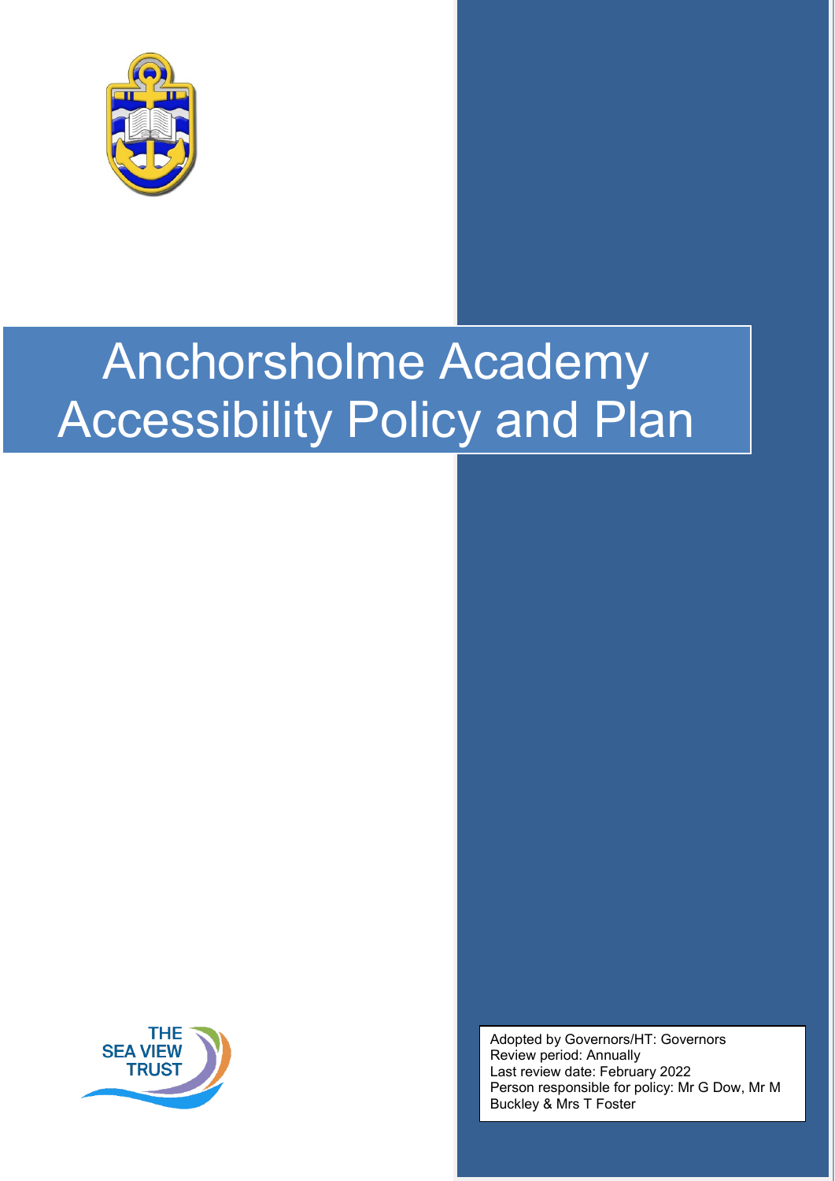# Anchorsholme Academy Accessibility Policy and Plan

THE SEA VIEW TRUST

Adopted by Governors/HT: Governors
Review period: Annually
Last review date: February 2022
Person responsible for policy: Mr G Dow, Mr M Buckley & Mrs T Foster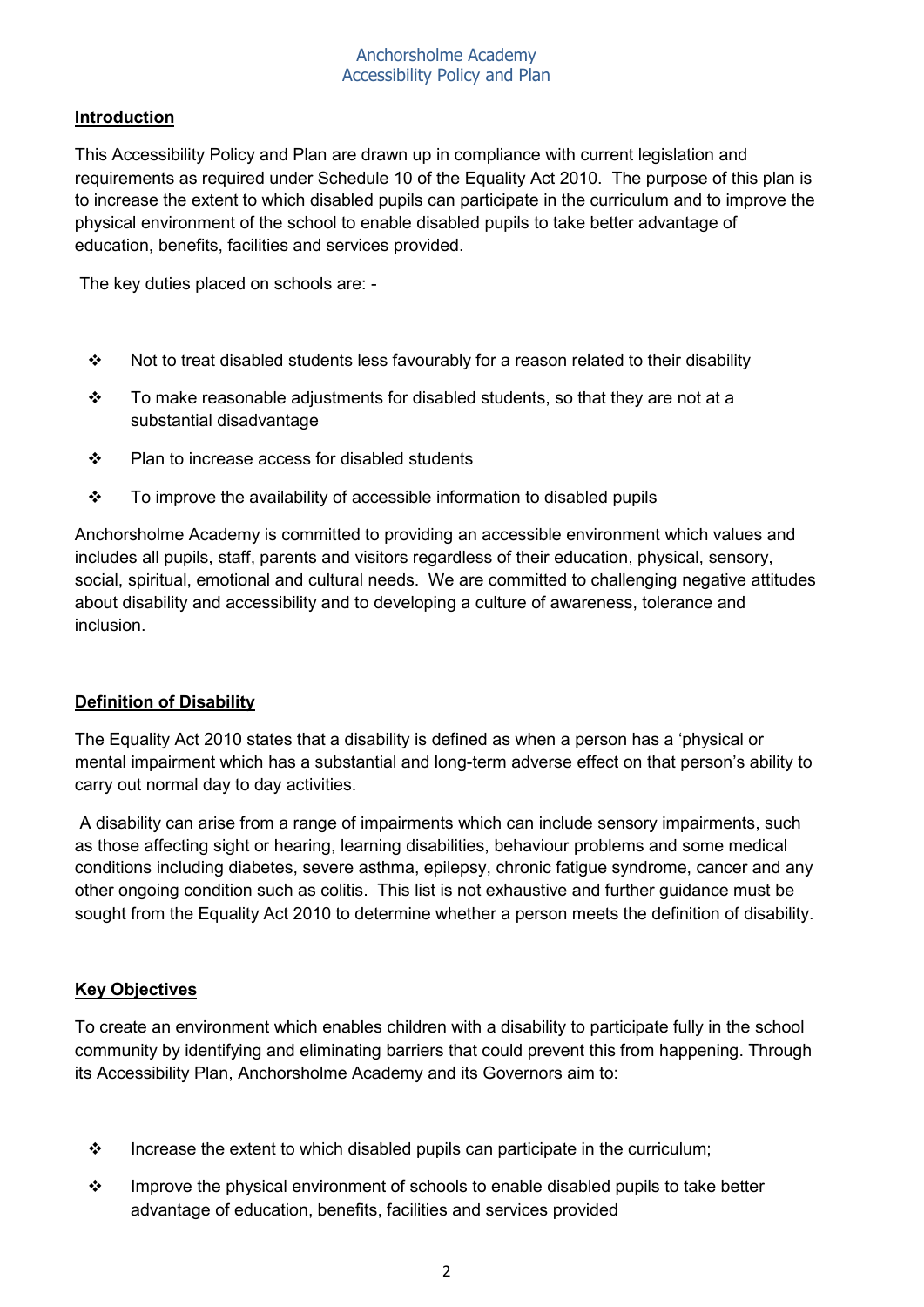# Anchorsholme Academy
# Accessibility Policy and Plan

## Introduction

This Accessibility Policy and Plan are drawn up in compliance with current legislation and requirements as required under Schedule 10 of the Equality Act 2010. The purpose of this plan is to increase the extent to which disabled pupils can participate in the curriculum and to improve the physical environment of the school to enable disabled pupils to take better advantage of education, benefits, facilities and services provided.

The key duties placed on schools are: -

- Not to treat disabled students less favourably for a reason related to their disability
- To make reasonable adjustments for disabled students, so that they are not at a substantial disadvantage
- Plan to increase access for disabled students
- To improve the availability of accessible information to disabled pupils

Anchorsholme Academy is committed to providing an accessible environment which values and includes all pupils, staff, parents and visitors regardless of their education, physical, sensory, social, spiritual, emotional and cultural needs. We are committed to challenging negative attitudes about disability and accessibility and to developing a culture of awareness, tolerance and inclusion.

## Definition of Disability

The Equality Act 2010 states that a disability is defined as when a person has a 'physical or mental impairment which has a substantial and long-term adverse effect on that person's ability to carry out normal day to day activities.

A disability can arise from a range of impairments which can include sensory impairments, such as those affecting sight or hearing, learning disabilities, behaviour problems and some medical conditions including diabetes, severe asthma, epilepsy, chronic fatigue syndrome, cancer and any other ongoing condition such as colitis. This list is not exhaustive and further guidance must be sought from the Equality Act 2010 to determine whether a person meets the definition of disability.

## Key Objectives

To create an environment which enables children with a disability to participate fully in the school community by identifying and eliminating barriers that could prevent this from happening. Through its Accessibility Plan, Anchorsholme Academy and its Governors aim to:

- Increase the extent to which disabled pupils can participate in the curriculum;
- Improve the physical environment of schools to enable disabled pupils to take better advantage of education, benefits, facilities and services provided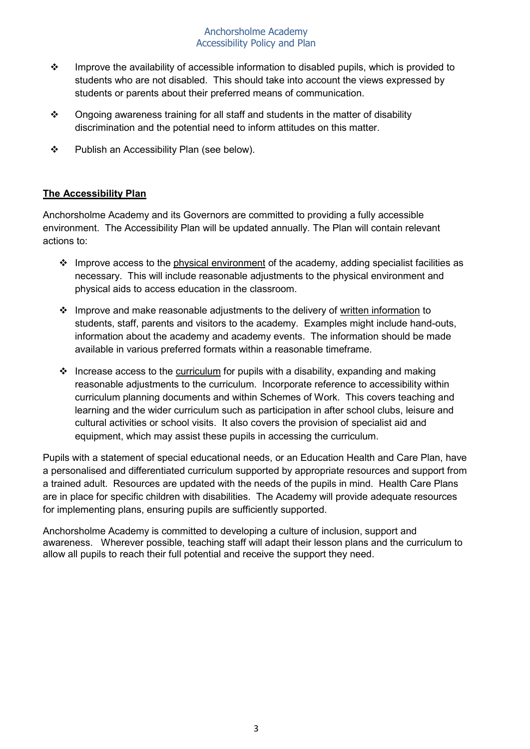- Improve the availability of accessible information to disabled pupils, which is provided to students who are not disabled. This should take into account the views expressed by students or parents about their preferred means of communication.

- Ongoing awareness training for all staff and students in the matter of disability discrimination and the potential need to inform attitudes on this matter.

- Publish an Accessibility Plan (see below).

## The Accessibility Plan

Anchorsholme Academy and its Governors are committed to providing a fully accessible environment. The Accessibility Plan will be updated annually. The Plan will contain relevant actions to:

- Improve access to the physical environment of the academy, adding specialist facilities as necessary. This will include reasonable adjustments to the physical environment and physical aids to access education in the classroom.

- Improve and make reasonable adjustments to the delivery of written information to students, staff, parents and visitors to the academy. Examples might include hand-outs, information about the academy and academy events. The information should be made available in various preferred formats within a reasonable timeframe.

- Increase access to the curriculum for pupils with a disability, expanding and making reasonable adjustments to the curriculum. Incorporate reference to accessibility within curriculum planning documents and within Schemes of Work. This covers teaching and learning and the wider curriculum such as participation in after school clubs, leisure and cultural activities or school visits. It also covers the provision of specialist aid and equipment, which may assist these pupils in accessing the curriculum.

Pupils with a statement of special educational needs, or an Education Health and Care Plan, have a personalised and differentiated curriculum supported by appropriate resources and support from a trained adult. Resources are updated with the needs of the pupils in mind. Health Care Plans are in place for specific children with disabilities. The Academy will provide adequate resources for implementing plans, ensuring pupils are sufficiently supported.

Anchorsholme Academy is committed to developing a culture of inclusion, support and awareness. Wherever possible, teaching staff will adapt their lesson plans and the curriculum to allow all pupils to reach their full potential and receive the support they need.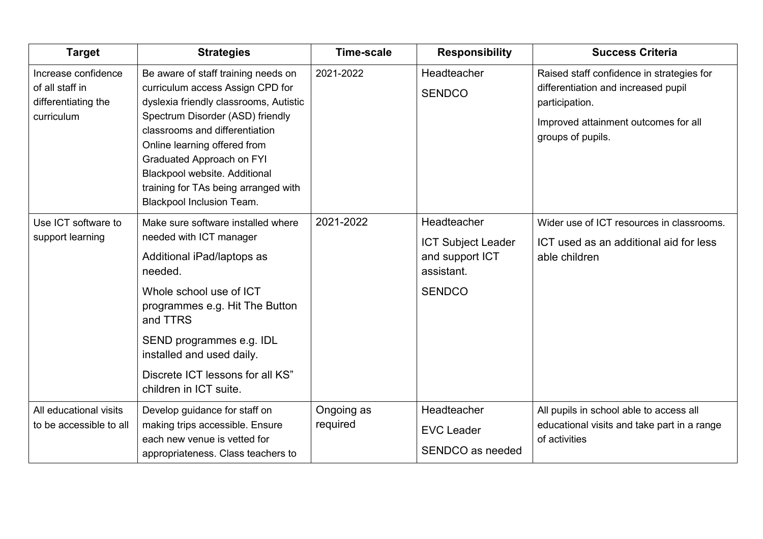| Target | Strategies | Time-scale | Responsibility | Success Criteria |
|---|---|---|---|---|
| Increase confidence of all staff in differentiating the curriculum | Be aware of staff training needs on curriculum access Assign CPD for dyslexia friendly classrooms, Autistic Spectrum Disorder (ASD) friendly classrooms and differentiation Online learning offered from Graduated Approach on FYI Blackpool website. Additional training for TAs being arranged with Blackpool Inclusion Team. | 2021-2022 | Headteacher<br>SENDCO | Raised staff confidence in strategies for differentiation and increased pupil participation.<br>Improved attainment outcomes for all groups of pupils. |
| Use ICT software to support learning | Make sure software installed where needed with ICT manager<br>Additional iPad/laptops as needed.<br>Whole school use of ICT programmes e.g. Hit The Button and TTRS<br>SEND programmes e.g. IDL installed and used daily.<br>Discrete ICT lessons for all KS" children in ICT suite. | 2021-2022 | Headteacher<br>ICT Subject Leader and support ICT assistant.<br>SENDCO | Wider use of ICT resources in classrooms.<br>ICT used as an additional aid for less able children |
| All educational visits to be accessible to all | Develop guidance for staff on making trips accessible. Ensure each new venue is vetted for appropriateness. Class teachers to | Ongoing as required | Headteacher<br>EVC Leader<br>SENDCO as needed | All pupils in school able to access all educational visits and take part in a range of activities |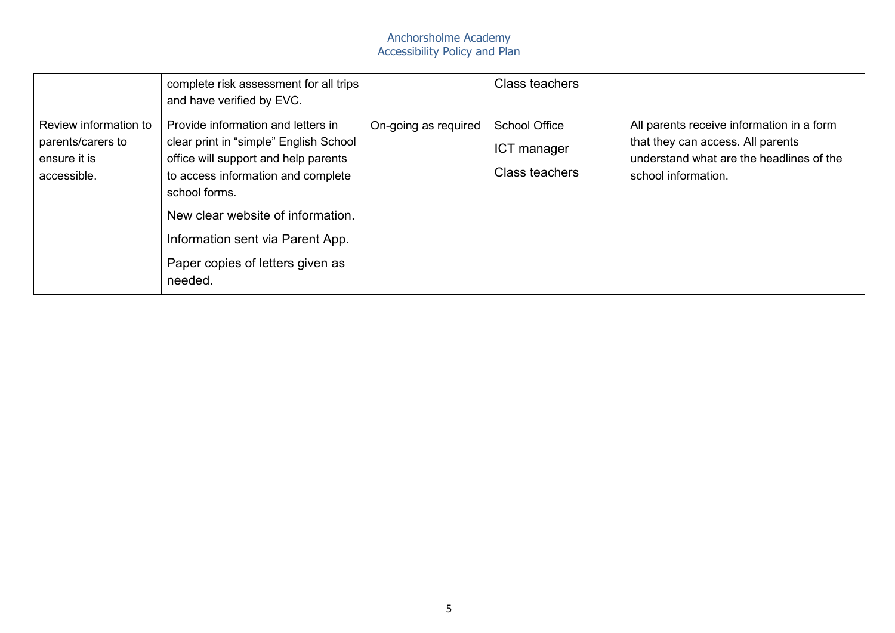| | | | | |
|---|---|---|---|---|
| | complete risk assessment for all trips and have verified by EVC. | | Class teachers | |
| Review information to parents/carers to ensure it is accessible. | Provide information and letters in clear print in "simple" English School office will support and help parents to access information and complete school forms.<br>New clear website of information.<br>Information sent via Parent App.<br>Paper copies of letters given as needed. | On-going as required | School Office<br>ICT manager<br>Class teachers | All parents receive information in a form that they can access. All parents understand what are the headlines of the school information. |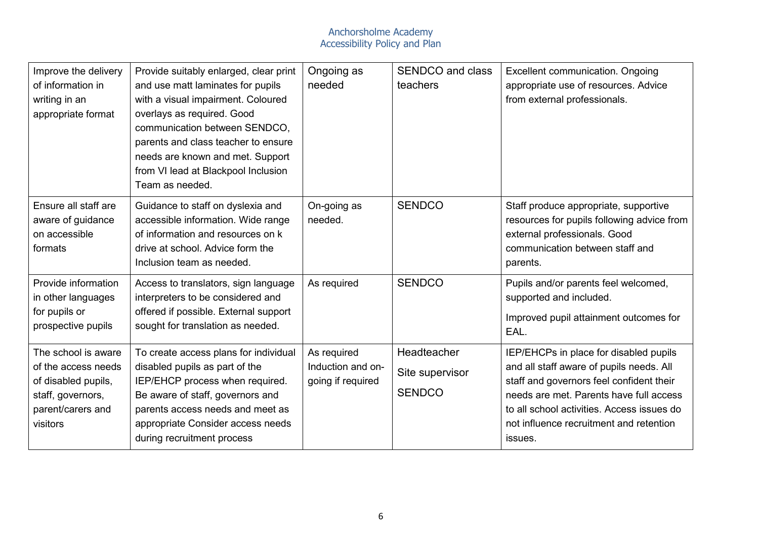| | | | | |
|---|---|---|---|---|
| Improve the delivery of information in writing in an appropriate format | Provide suitably enlarged, clear print and use matt laminates for pupils with a visual impairment. Coloured overlays as required. Good communication between SENDCO, parents and class teacher to ensure needs are known and met. Support from VI lead at Blackpool Inclusion Team as needed. | Ongoing as needed | SENDCO and class teachers | Excellent communication. Ongoing appropriate use of resources. Advice from external professionals. |
| Ensure all staff are aware of guidance on accessible formats | Guidance to staff on dyslexia and accessible information. Wide range of information and resources on k drive at school. Advice form the Inclusion team as needed. | On-going as needed. | SENDCO | Staff produce appropriate, supportive resources for pupils following advice from external professionals. Good communication between staff and parents. |
| Provide information in other languages for pupils or prospective pupils | Access to translators, sign language interpreters to be considered and offered if possible. External support sought for translation as needed. | As required | SENDCO | Pupils and/or parents feel welcomed, supported and included.<br><br>Improved pupil attainment outcomes for EAL. |
| The school is aware of the access needs of disabled pupils, staff, governors, parent/carers and visitors | To create access plans for individual disabled pupils as part of the IEP/EHCP process when required. Be aware of staff, governors and parents access needs and meet as appropriate Consider access needs during recruitment process | As required Induction and on-going if required | Headteacher<br><br>Site supervisor<br><br>SENDCO | IEP/EHCPs in place for disabled pupils and all staff aware of pupils needs. All staff and governors feel confident their needs are met. Parents have full access to all school activities. Access issues do not influence recruitment and retention issues. |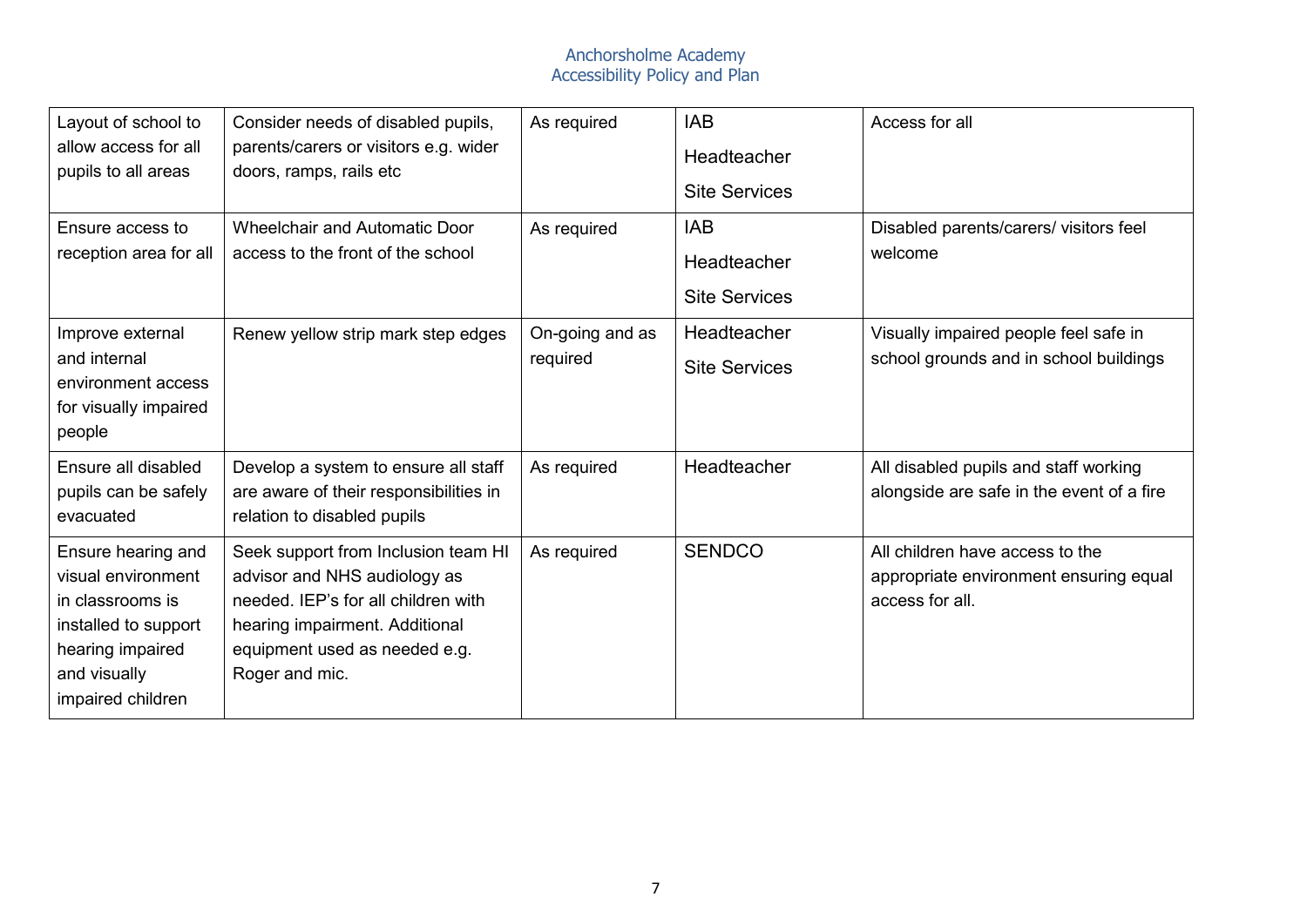| | | | | |
|---|---|---|---|---|
| Layout of school to allow access for all pupils to all areas | Consider needs of disabled pupils, parents/carers or visitors e.g. wider doors, ramps, rails etc | As required | IAB<br>Headteacher<br>Site Services | Access for all |
| Ensure access to reception area for all | Wheelchair and Automatic Door access to the front of the school | As required | IAB<br>Headteacher<br>Site Services | Disabled parents/carers/ visitors feel welcome |
| Improve external and internal environment access for visually impaired people | Renew yellow strip mark step edges | On-going and as required | Headteacher<br>Site Services | Visually impaired people feel safe in school grounds and in school buildings |
| Ensure all disabled pupils can be safely evacuated | Develop a system to ensure all staff are aware of their responsibilities in relation to disabled pupils | As required | Headteacher | All disabled pupils and staff working alongside are safe in the event of a fire |
| Ensure hearing and visual environment in classrooms is installed to support hearing impaired and visually impaired children | Seek support from Inclusion team HI advisor and NHS audiology as needed. IEP's for all children with hearing impairment. Additional equipment used as needed e.g. Roger and mic. | As required | SENDCO | All children have access to the appropriate environment ensuring equal access for all. |